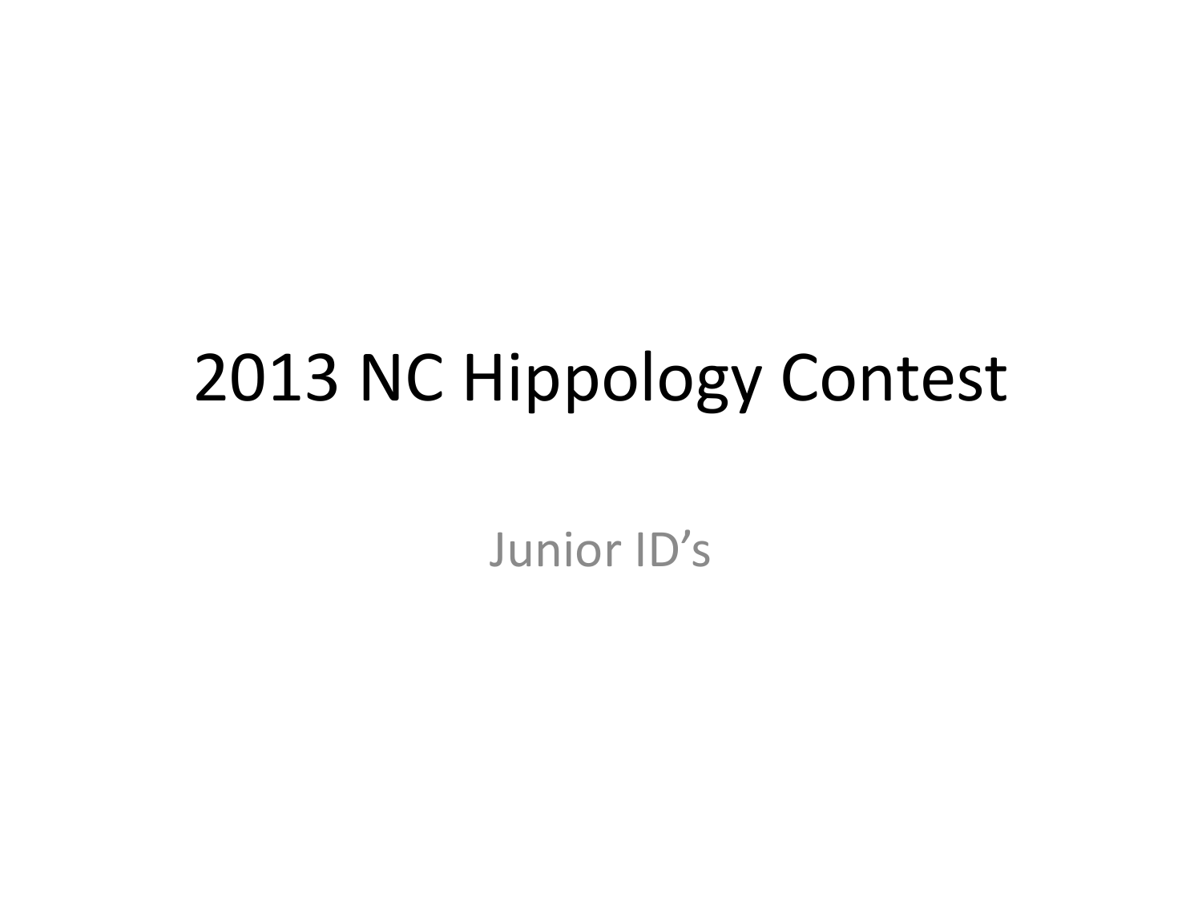# 2013 NC Hippology Contest

Junior ID's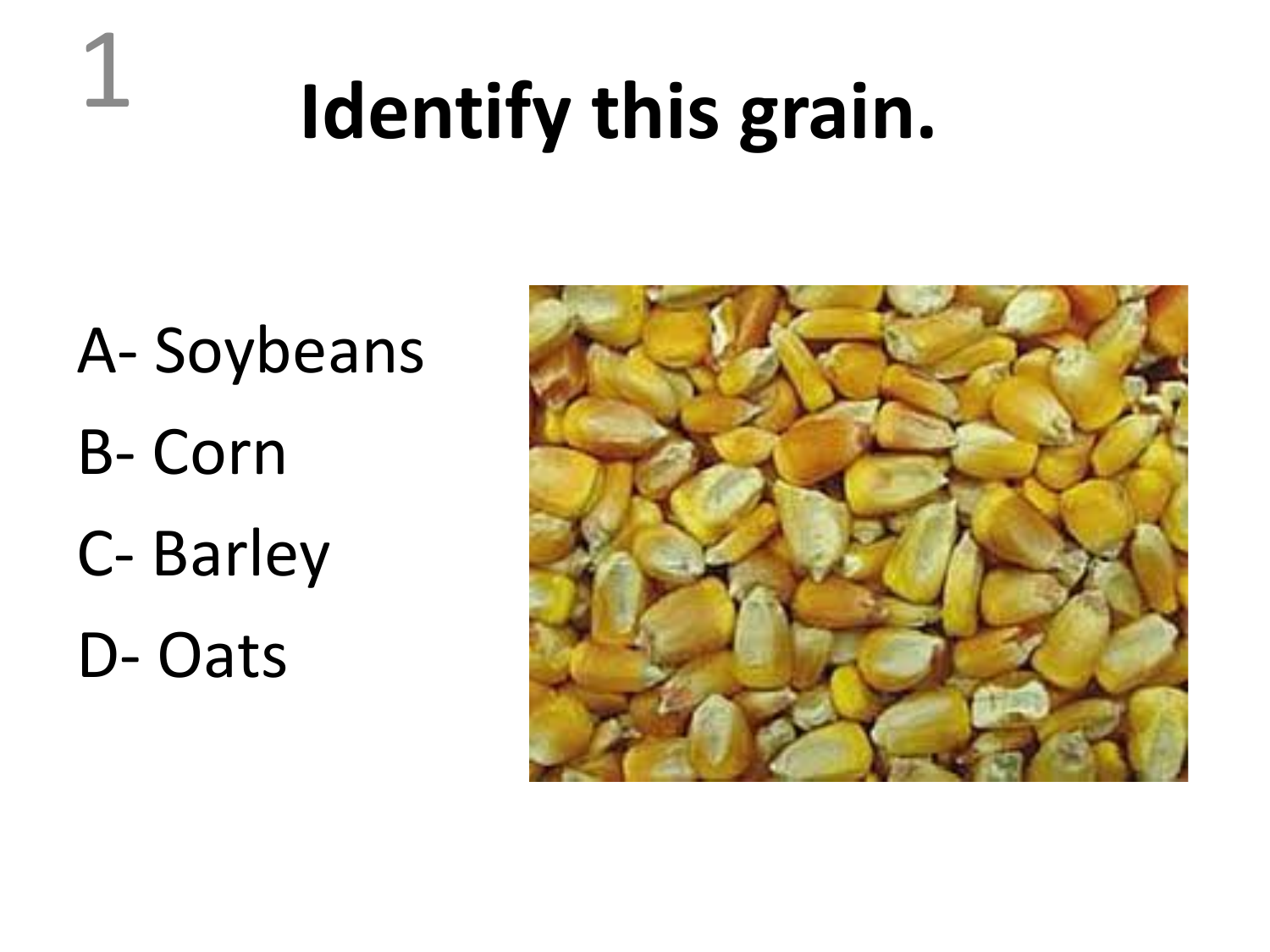# 1 Identify this grain.

A- Soybeans

B- Corn

C- Barley

D- Oats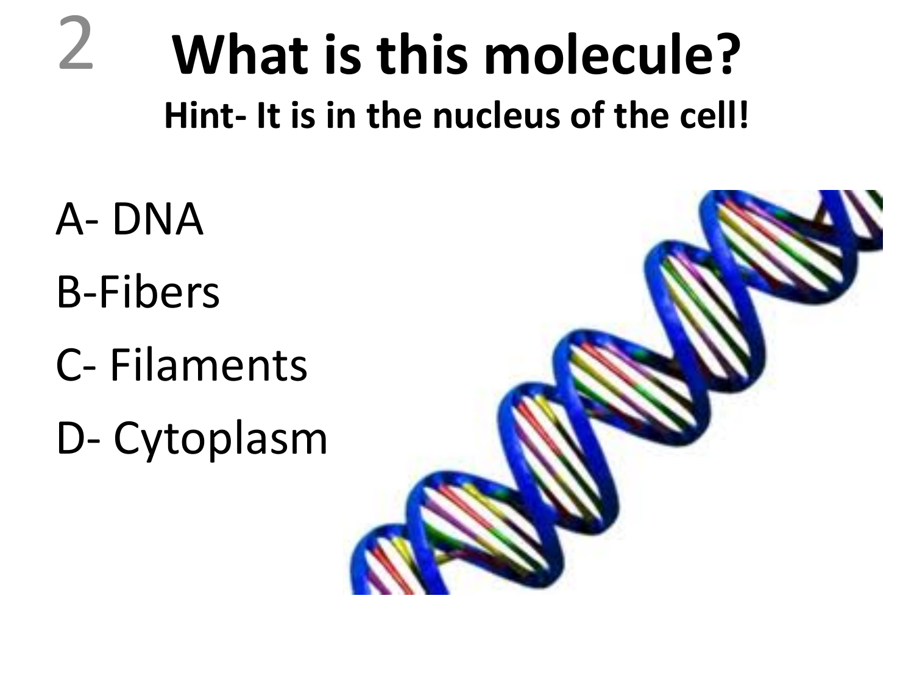2

# What is this molecule?

**Hint- It is in the nucleus of the cell!**

A- DNA

B-Fibers

C- Filaments

D- Cytoplasm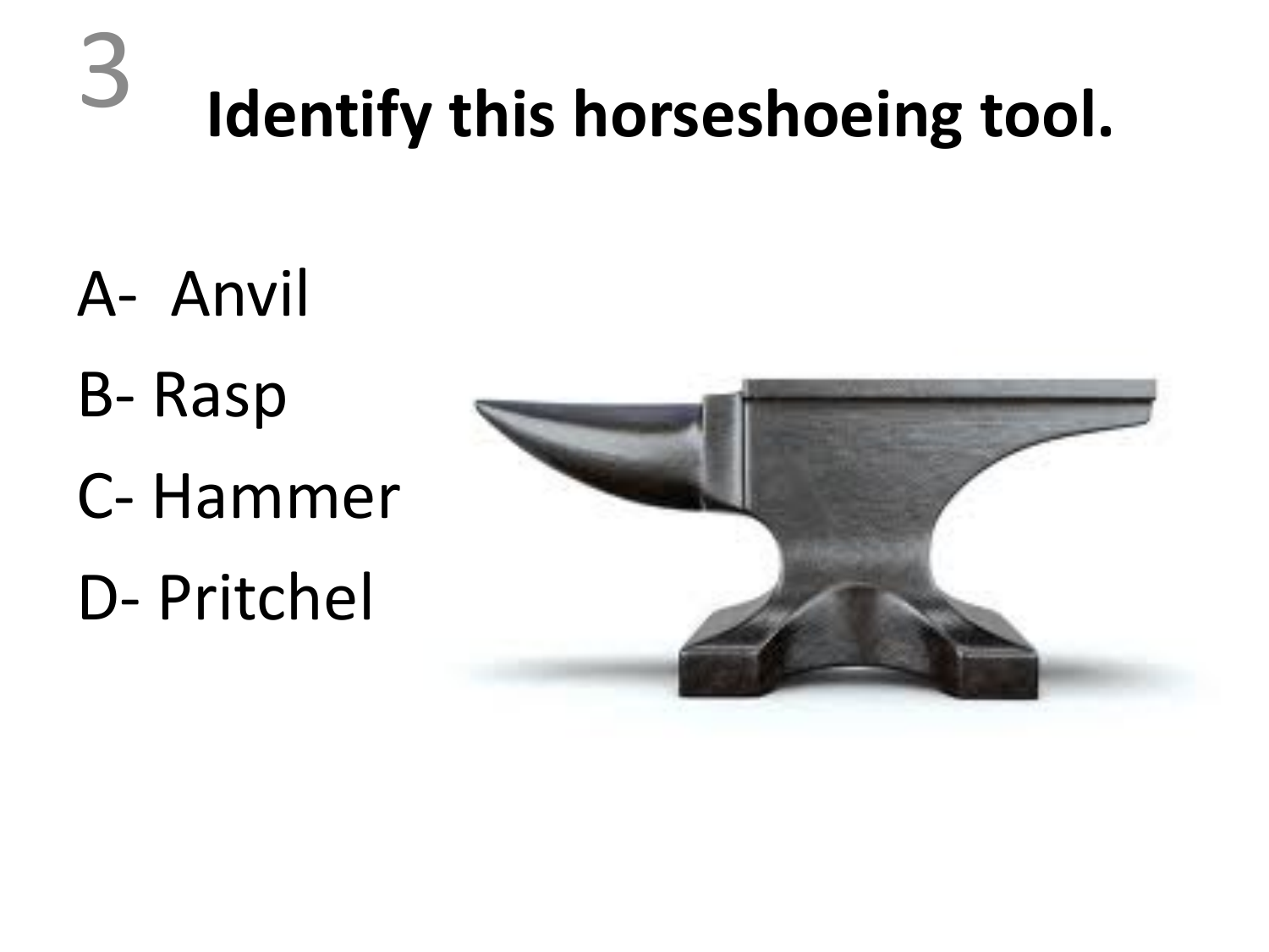3

# Identify this horseshoeing tool.

A- Anvil

B- Rasp

C- Hammer

D- Pritchel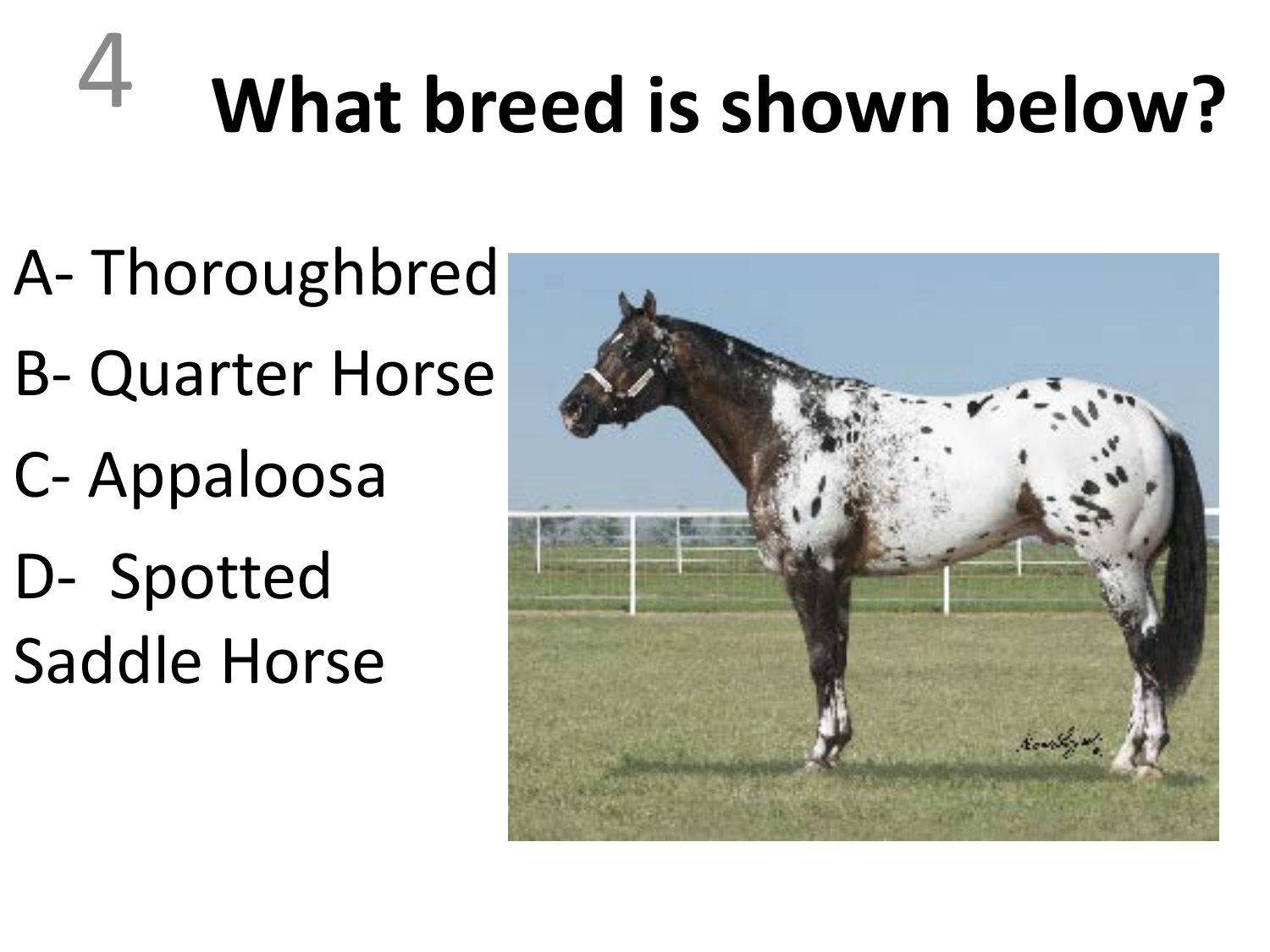4

# What breed is shown below?

A- Thoroughbred

B- Quarter Horse

C- Appaloosa

D- Spotted Saddle Horse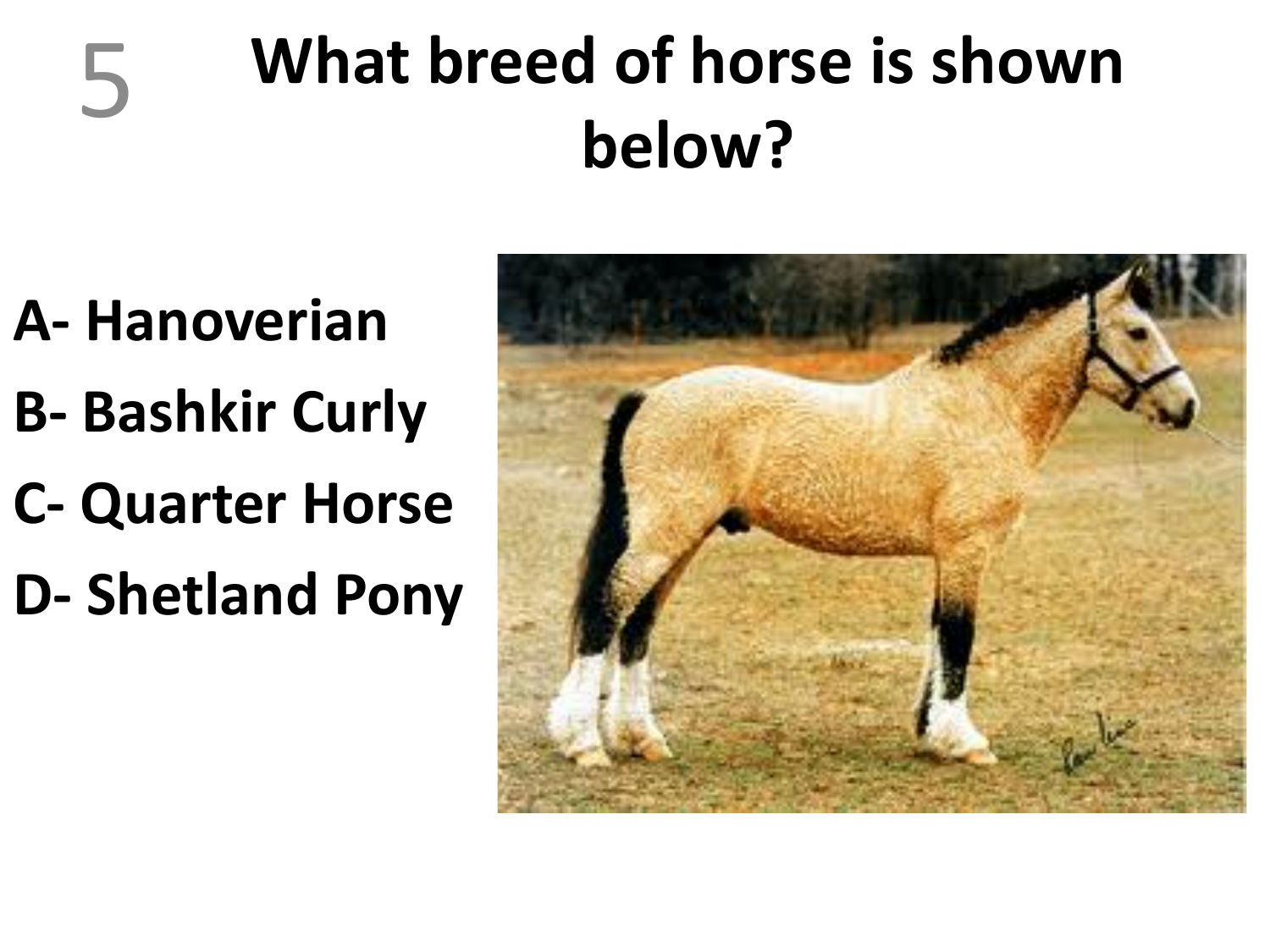5

# What breed of horse is shown below?

**A- Hanoverian**

**B- Bashkir Curly**

**C- Quarter Horse**

**D- Shetland Pony**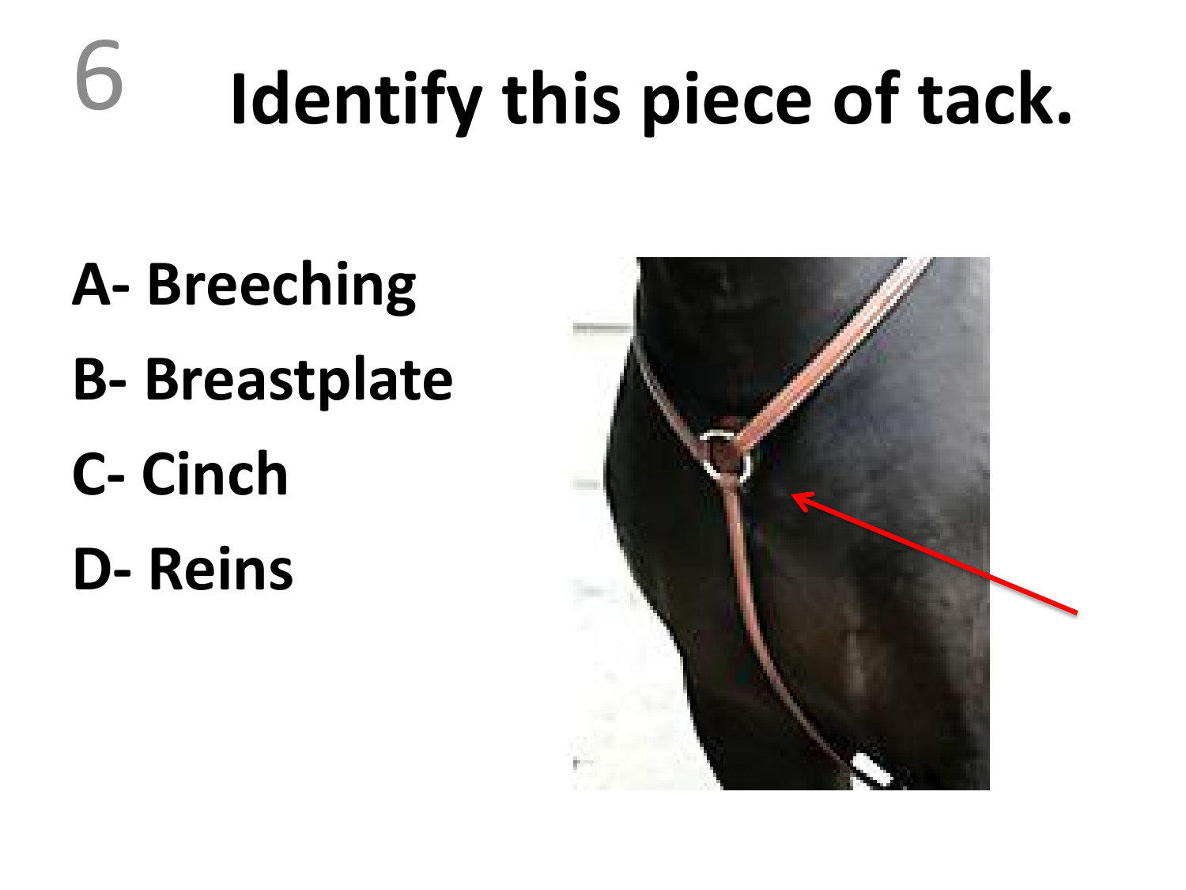6

# Identify this piece of tack.

**A- Breeching**

**B- Breastplate**

**C- Cinch**

**D- Reins**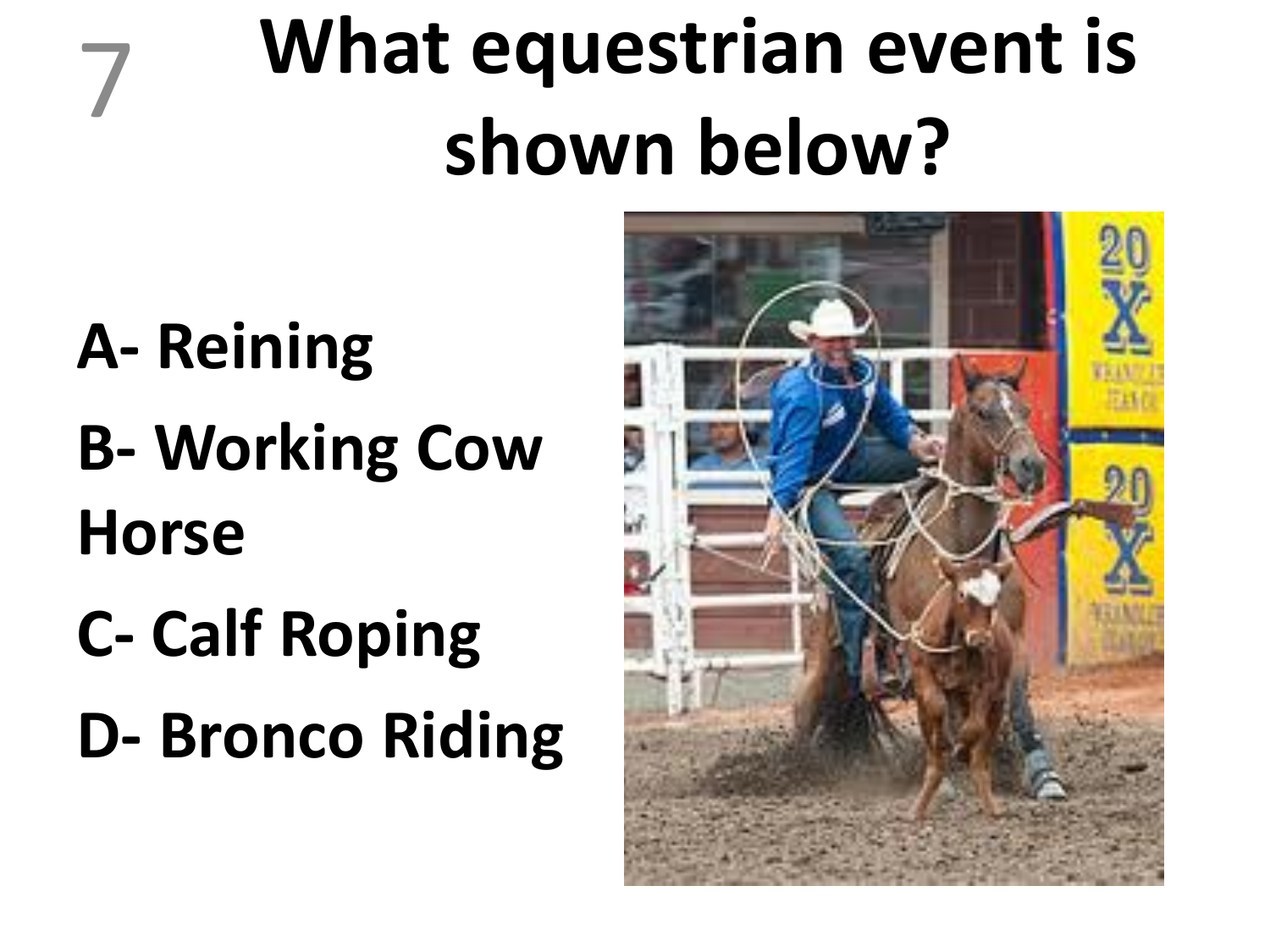7

# What equestrian event is shown below?

A- Reining

B- Working Cow Horse

C- Calf Roping

D- Bronco Riding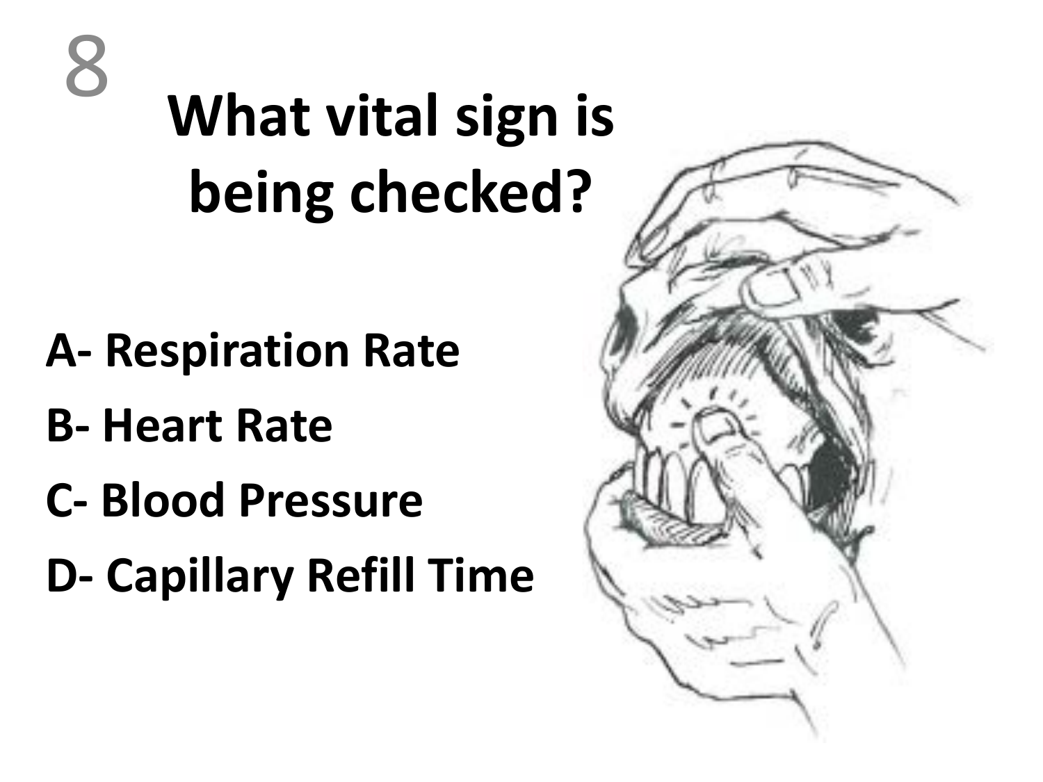8

# What vital sign is being checked?

**A- Respiration Rate**

**B- Heart Rate**

**C- Blood Pressure**

**D- Capillary Refill Time**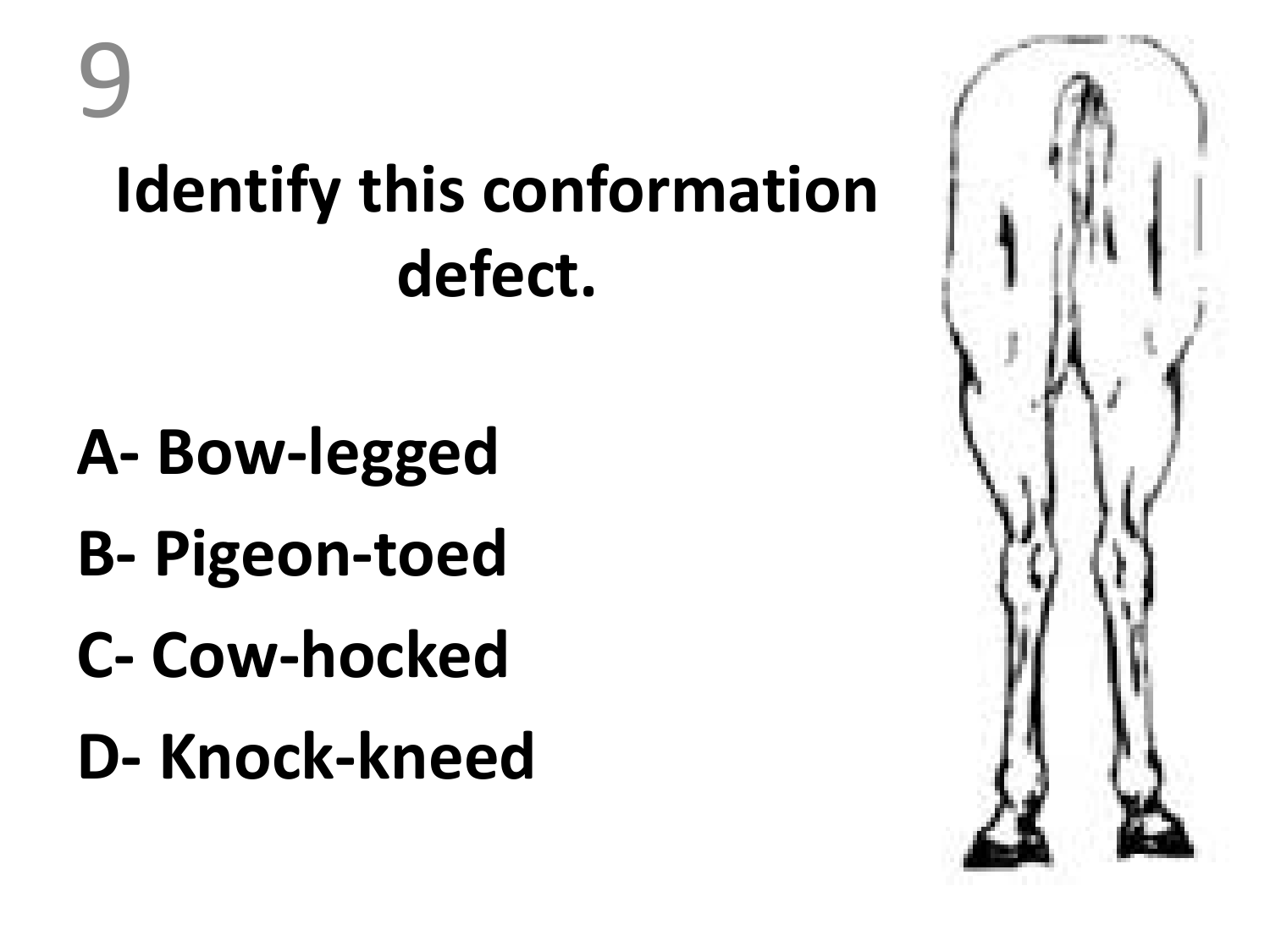9

# Identify this conformation defect.

**A- Bow-legged**

**B- Pigeon-toed**

**C- Cow-hocked**

**D- Knock-kneed**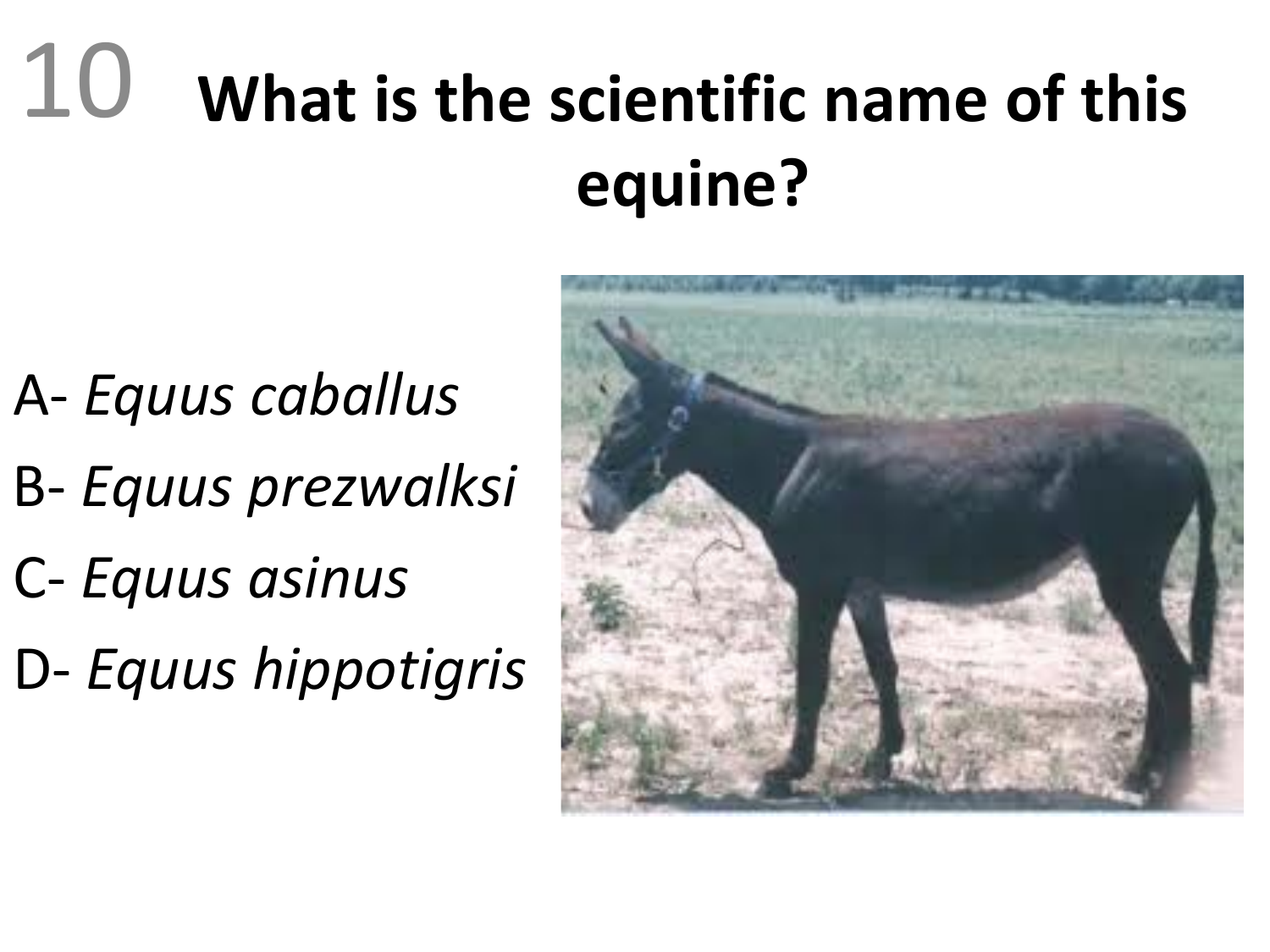# 10 What is the scientific name of this equine?

A- *Equus caballus*

B- *Equus prezwalksi*

C- *Equus asinus*

D- *Equus hippotigris*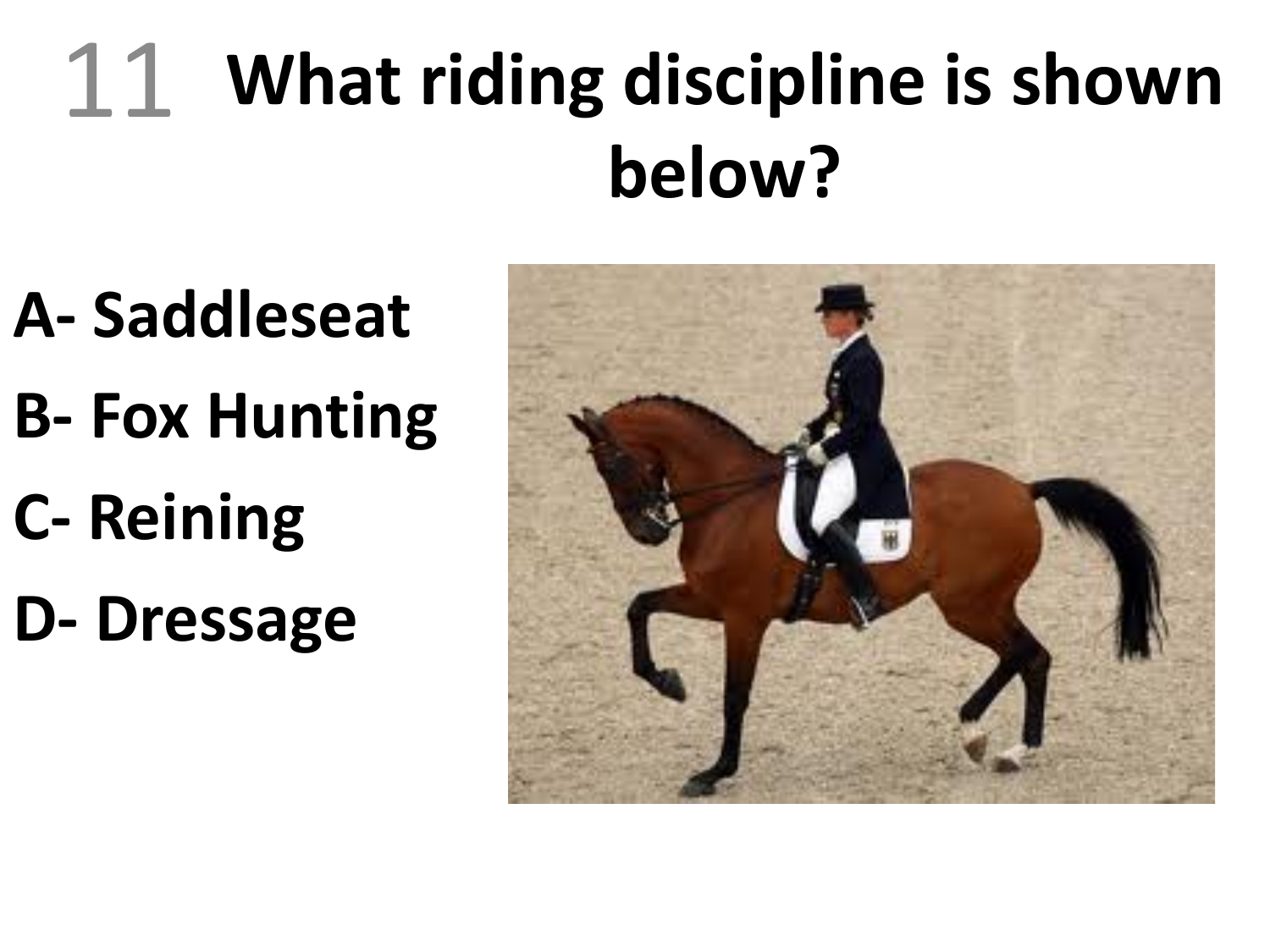# 11 What riding discipline is shown below?

A- Saddleseat

B- Fox Hunting

C- Reining

D- Dressage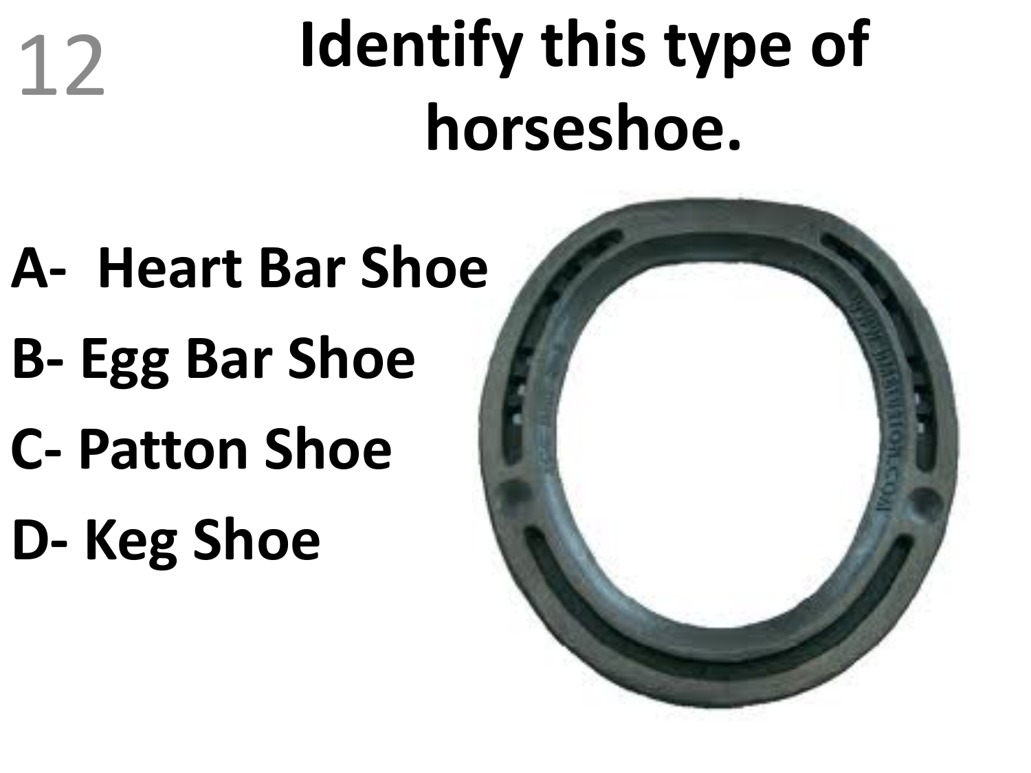12

# Identify this type of horseshoe.

**A- Heart Bar Shoe**

**B- Egg Bar Shoe**

**C- Patton Shoe**

**D- Keg Shoe**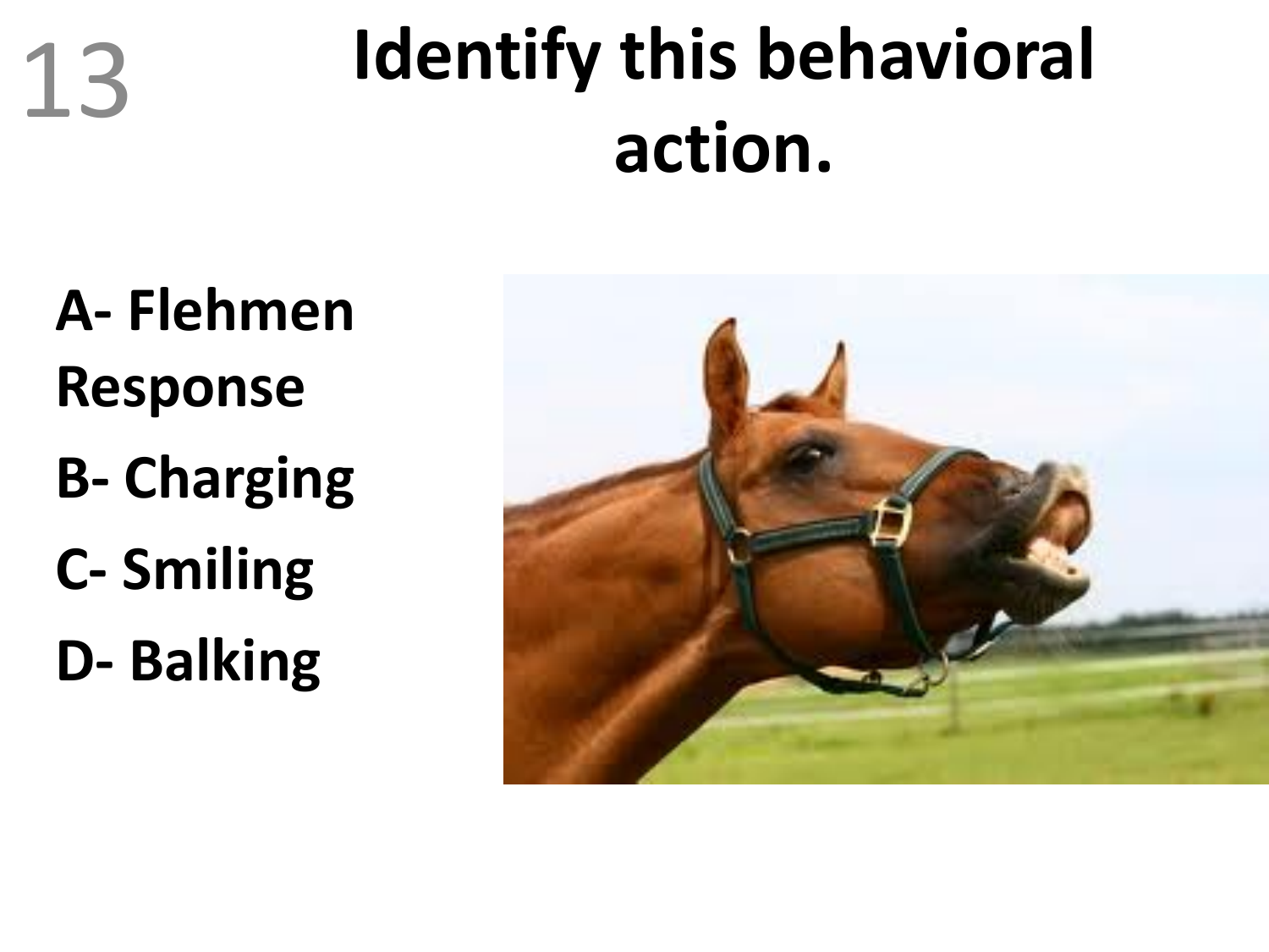13

# Identify this behavioral action.

A- Flehmen Response

B- Charging

C- Smiling

D- Balking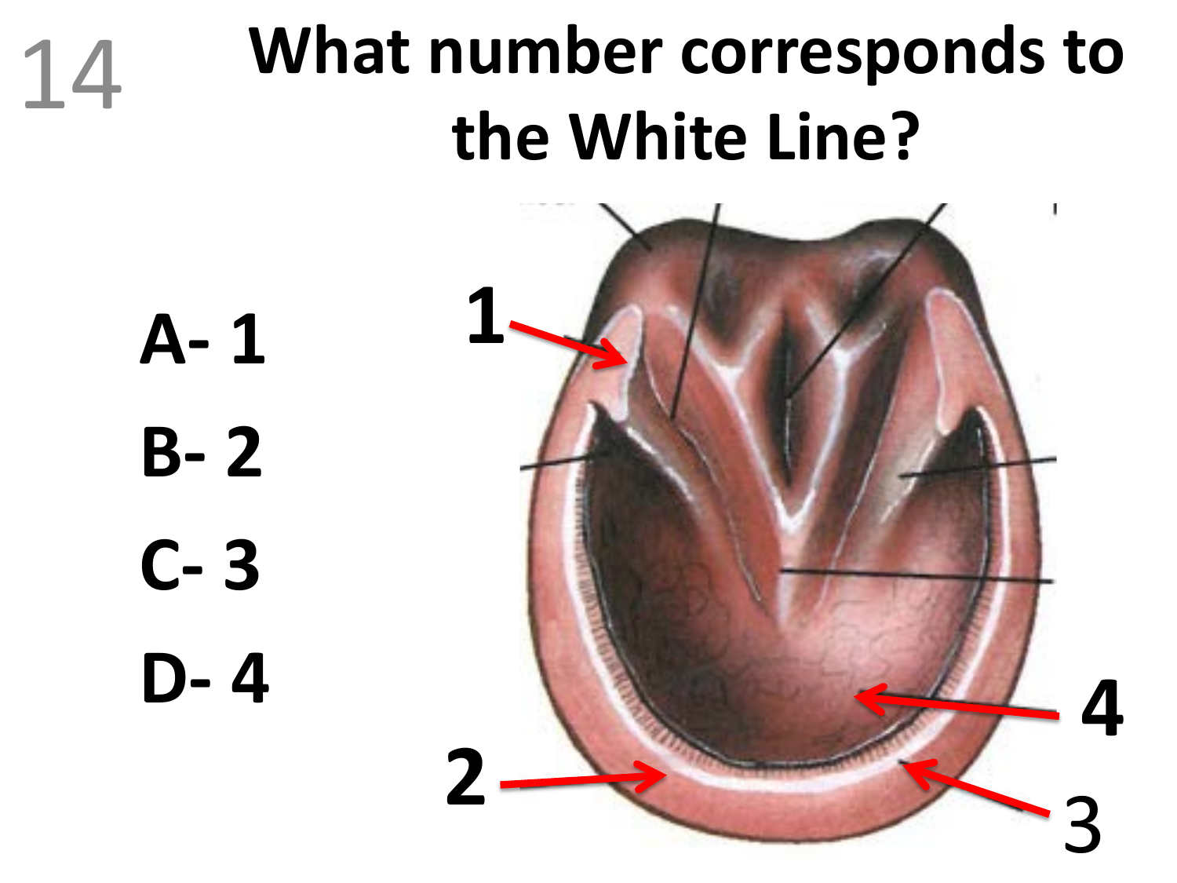14

# What number corresponds to the White Line?

- A- 1
- B- 2
- C- 3
- D- 4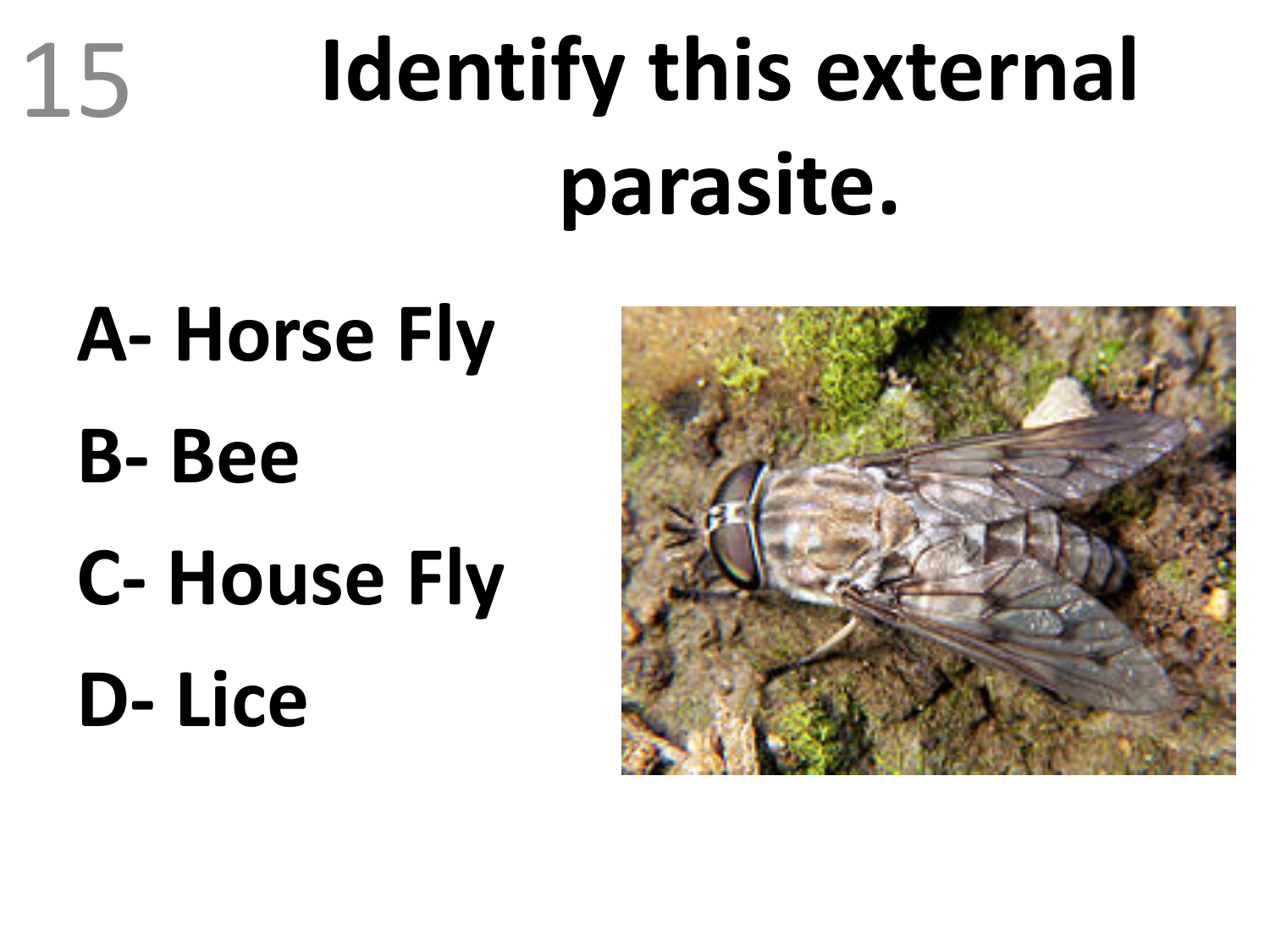15

# Identify this external parasite.

**A- Horse Fly**

**B- Bee**

**C- House Fly**

**D- Lice**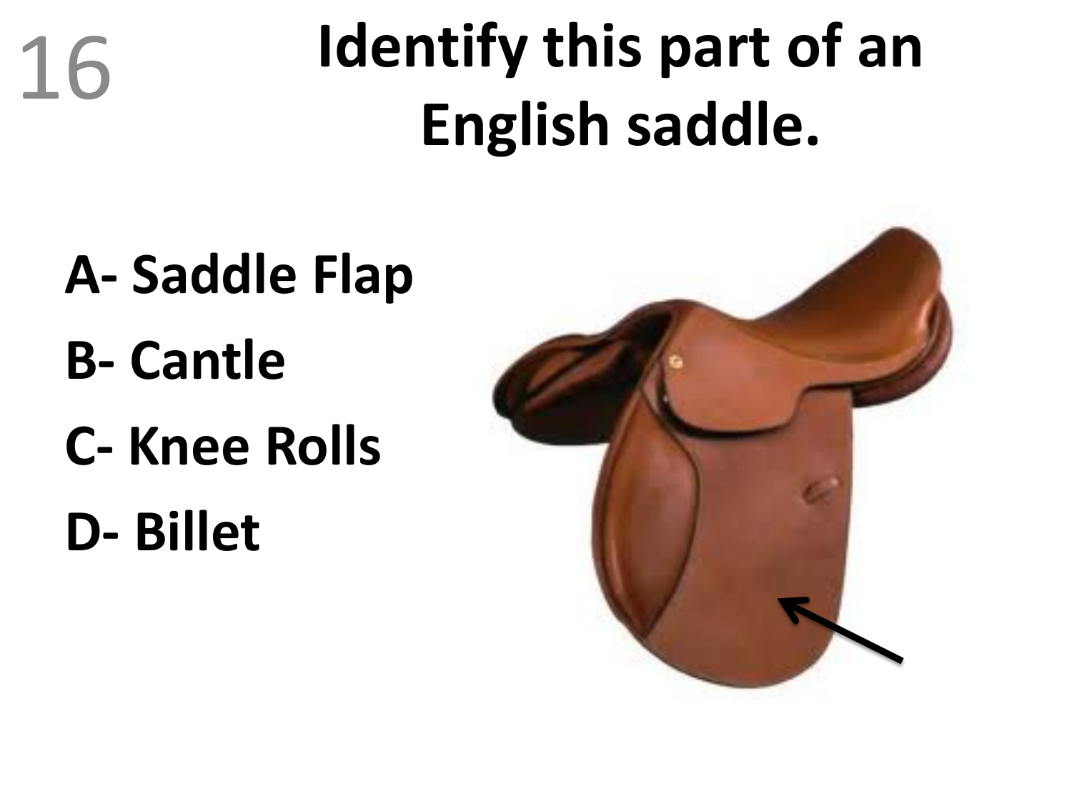16

# Identify this part of an English saddle.

A- Saddle Flap

B- Cantle

C- Knee Rolls

D- Billet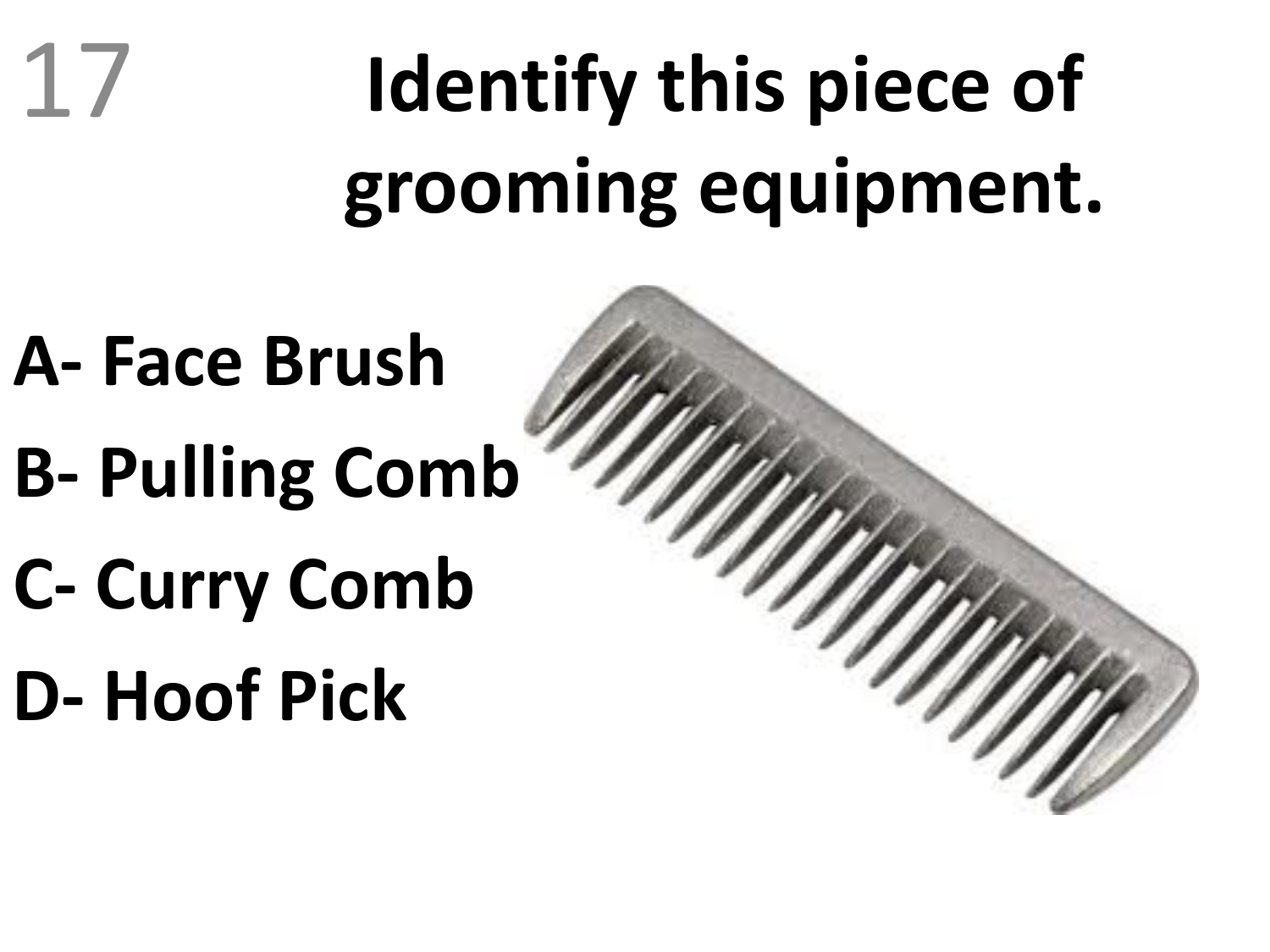17

# Identify this piece of grooming equipment.

**A- Face Brush**

**B- Pulling Comb**

**C- Curry Comb**

**D- Hoof Pick**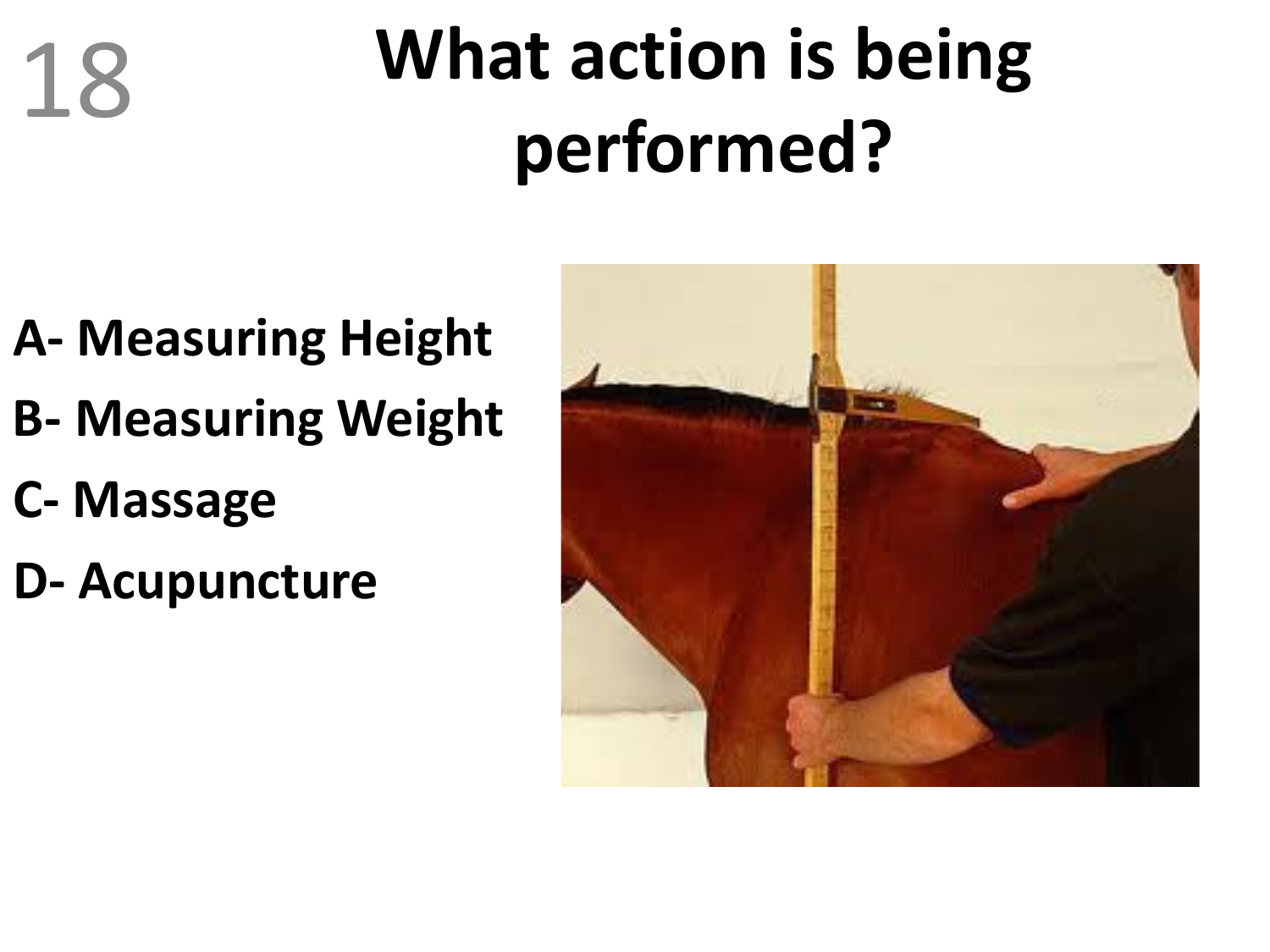# What action is being performed?

A- Measuring Height

B- Measuring Weight

C- Massage

D- Acupuncture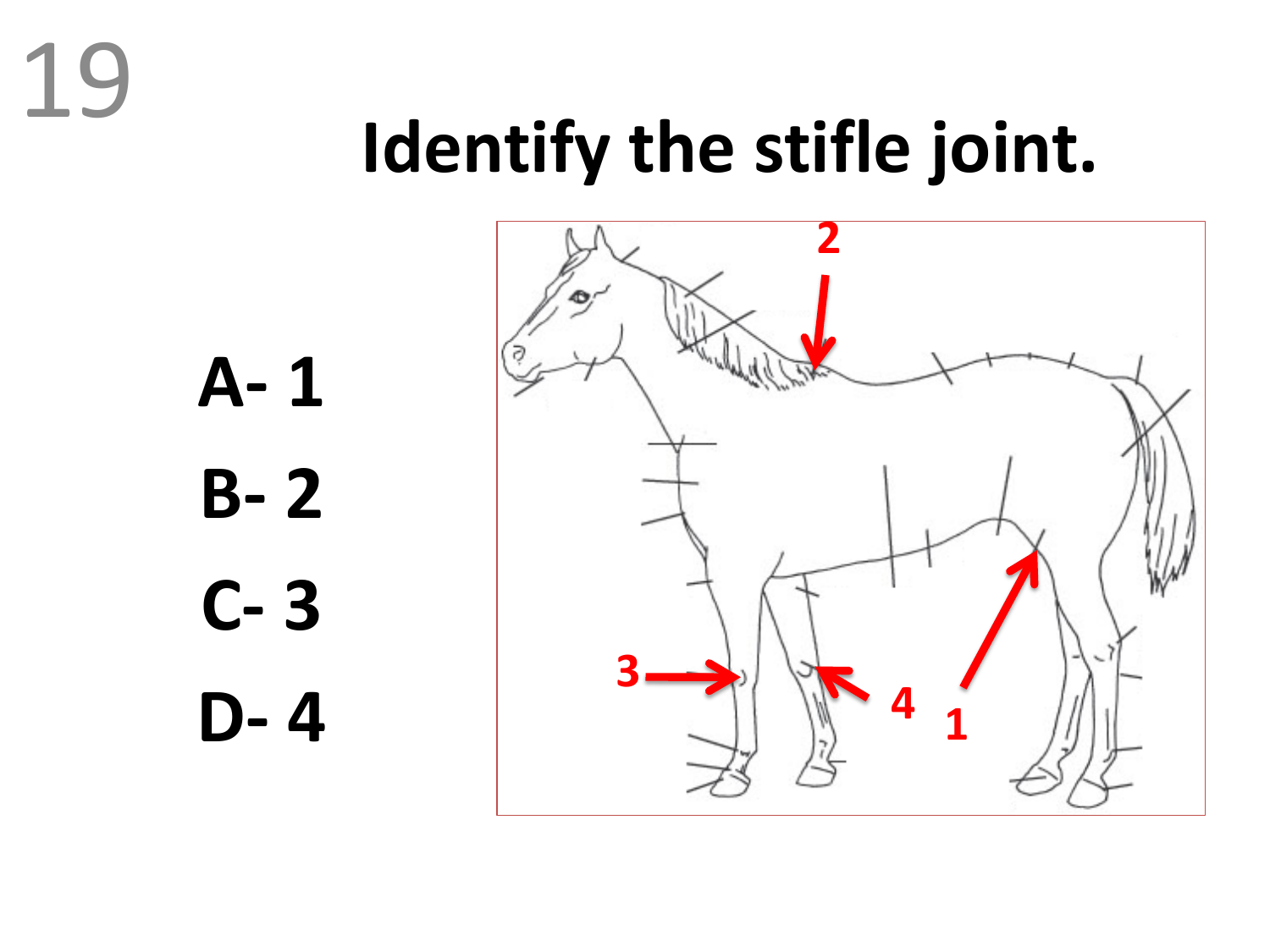# Identify the stifle joint.

A- 1

B- 2

C- 3

D- 4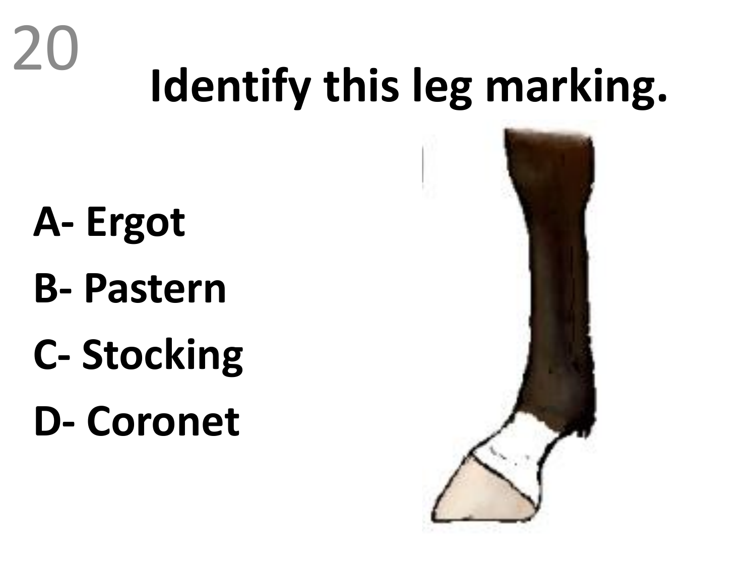20

# Identify this leg marking.

**A- Ergot**

**B- Pastern**

**C- Stocking**

**D- Coronet**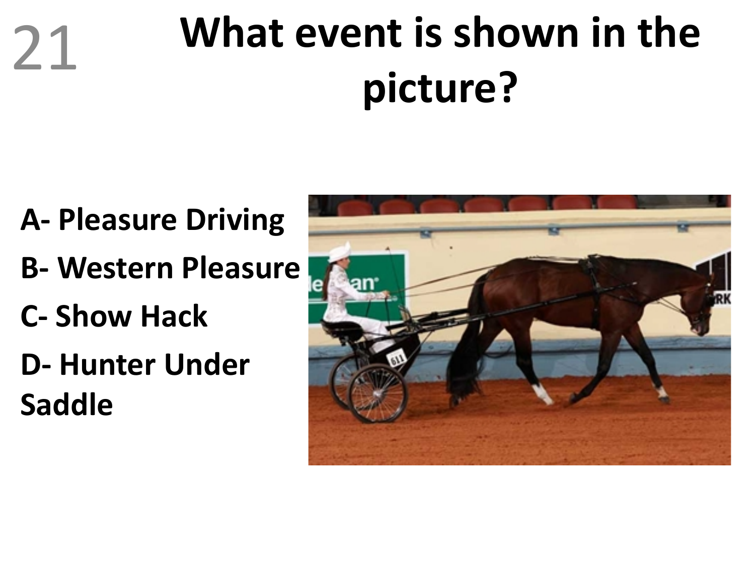21

# What event is shown in the picture?

A- Pleasure Driving

B- Western Pleasure

C- Show Hack

D- Hunter Under Saddle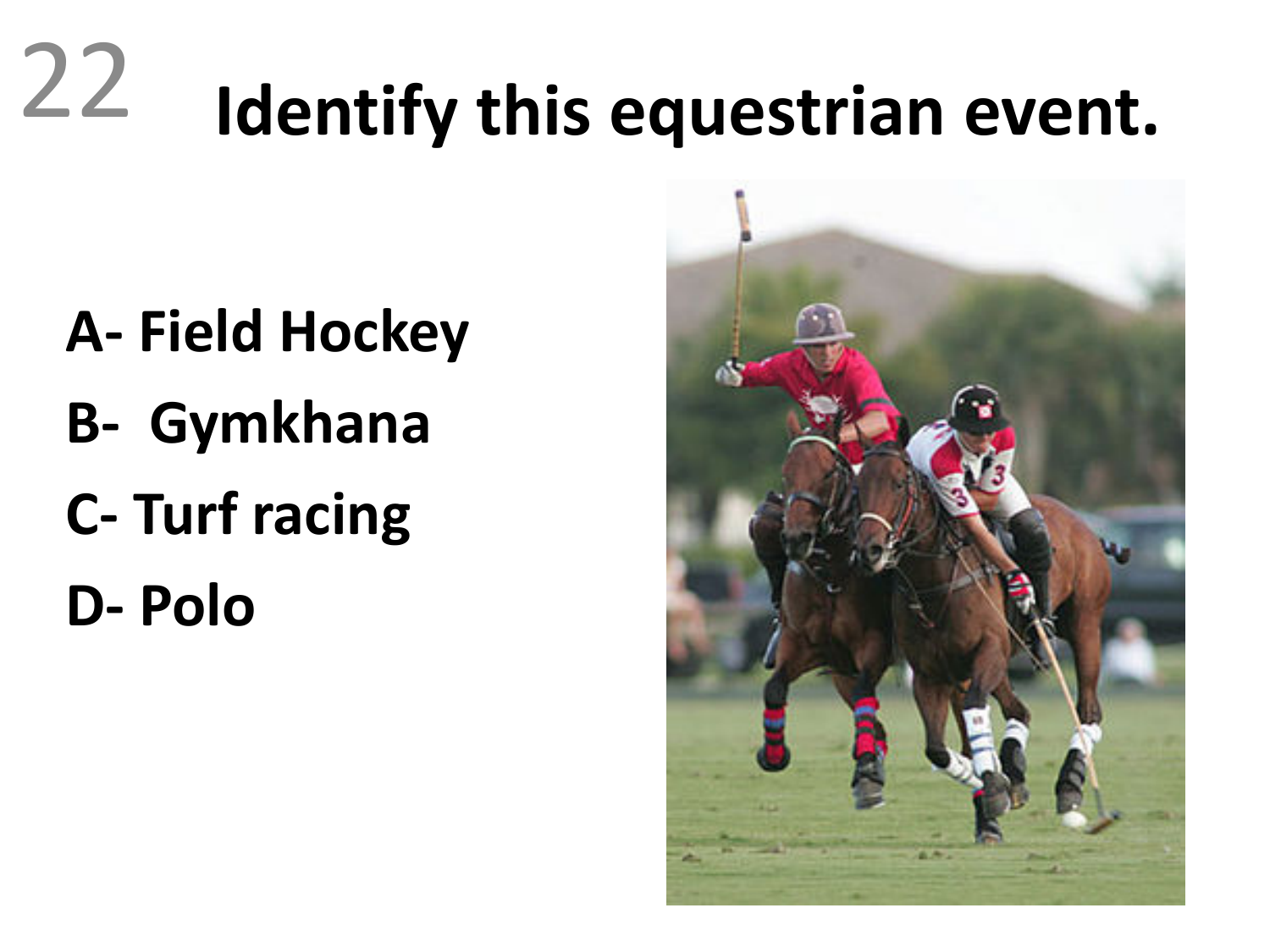# 22 Identify this equestrian event.

**A- Field Hockey**

**B- Gymkhana**

**C- Turf racing**

**D- Polo**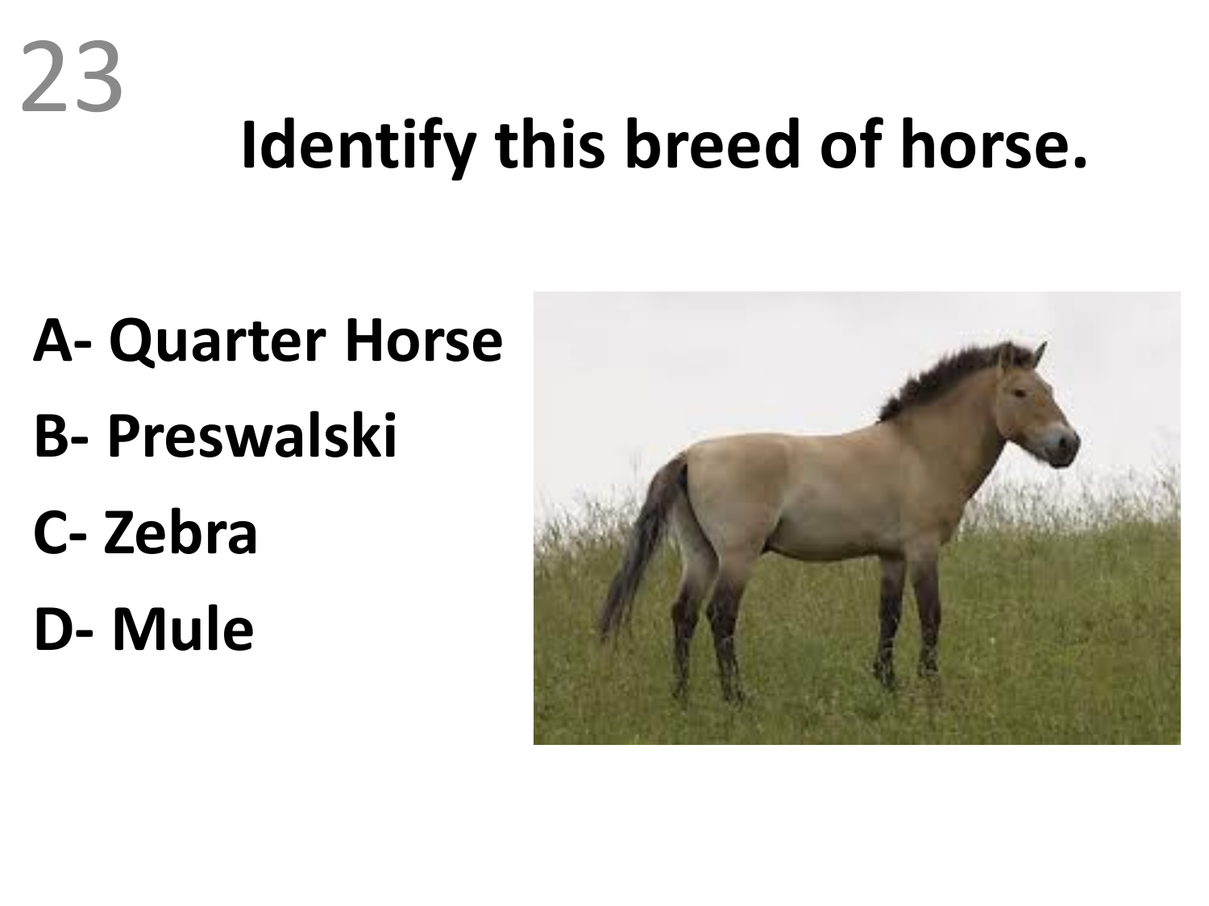23

# Identify this breed of horse.

**A- Quarter Horse**

**B- Preswalski**

**C- Zebra**

**D- Mule**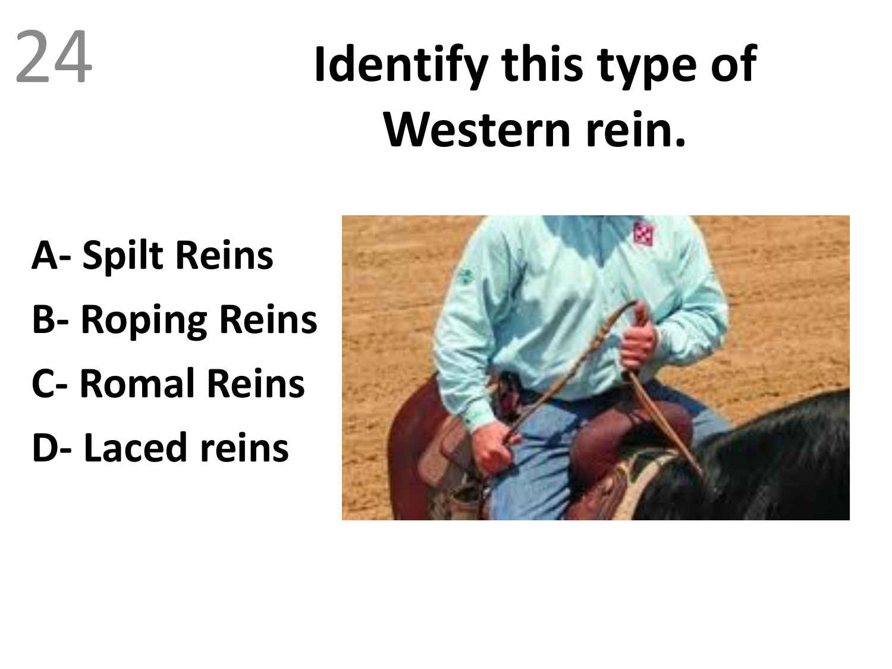24

# Identify this type of Western rein.

**A- Spilt Reins**

**B- Roping Reins**

**C- Romal Reins**

**D- Laced reins**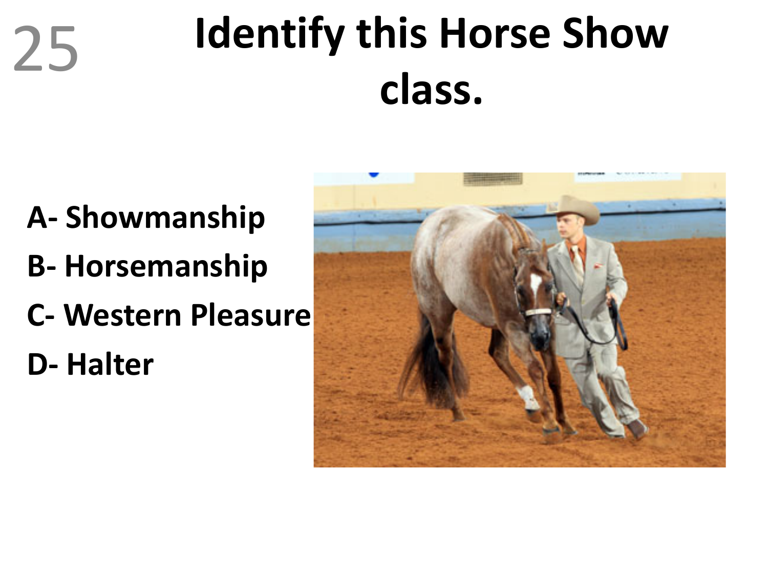25

# Identify this Horse Show class.

A- Showmanship

B- Horsemanship

C- Western Pleasure

D- Halter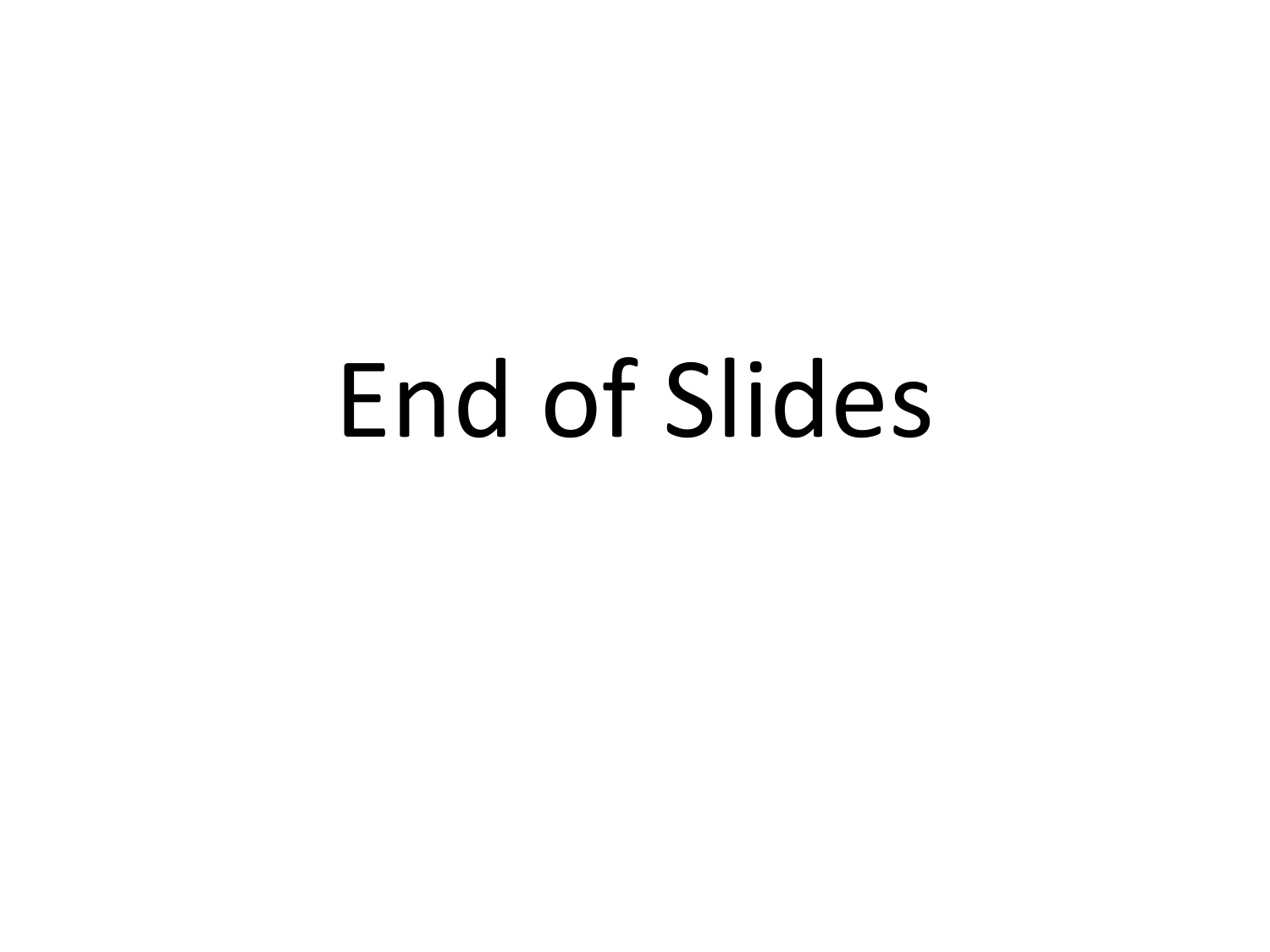# End of Slides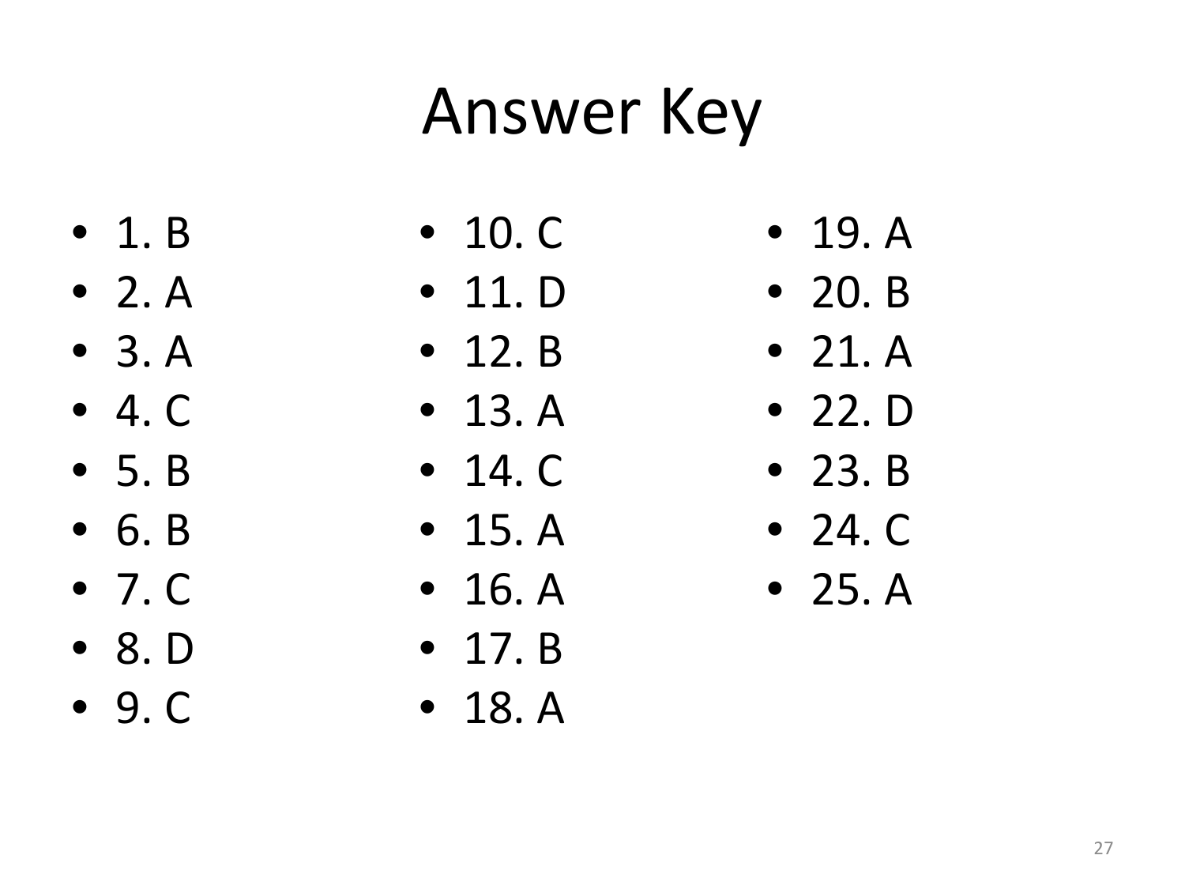# Answer Key

- 1. B
- 2. A
- 3. A
- 4. C
- 5. B
- 6. B
- 7. C
- 8. D
- 9. C
- 10. C
- 11. D
- 12. B
- 13. A
- 14. C
- 15. A
- 16. A
- 17. B
- 18. A
- 19. A
- 20. B
- 21. A
- 22. D
- 23. B
- 24. C
- 25. A